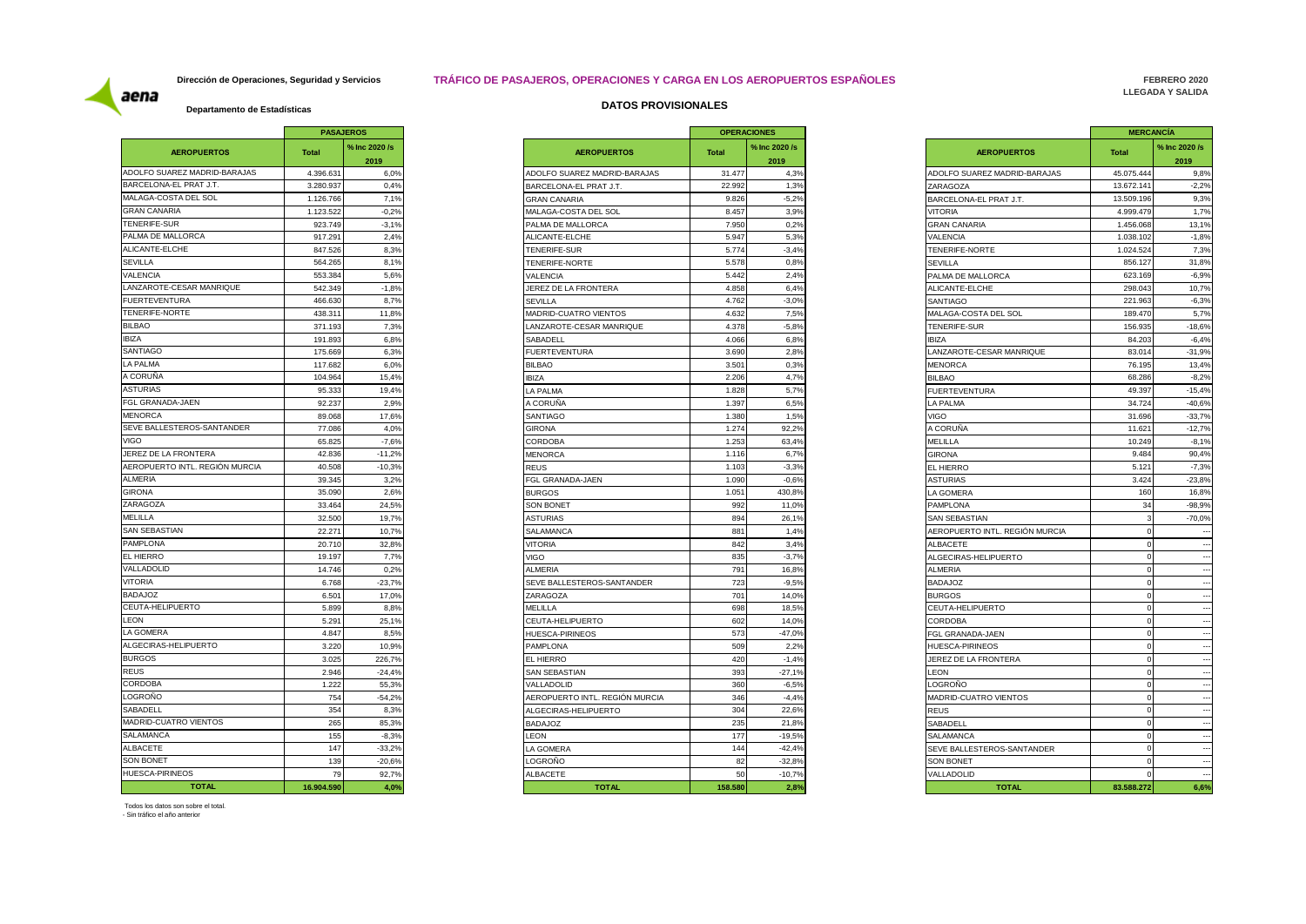Dirección de Operaciones, Seguridad y Servicios

aena

Departamento de Estadísticas

# TRÁFICO DE PASAJEROS, OPERACIONES Y CARGA EN LOS AEROPUERTOS ESPAÑOLES

FEBRERO 2020
LLEGADA Y SALIDA

## DATOS PROVISIONALES

| AEROPUERTOS | PASAJEROS Total | PASAJEROS % Inc 2020 /s 2019 |
|---|---|---|
| ADOLFO SUAREZ MADRID-BARAJAS | 4.396.631 | 6,0% |
| BARCELONA-EL PRAT J.T. | 3.280.937 | 0,4% |
| MALAGA-COSTA DEL SOL | 1.126.766 | 7,1% |
| GRAN CANARIA | 1.123.522 | -0,2% |
| TENERIFE-SUR | 923.749 | -3,1% |
| PALMA DE MALLORCA | 917.291 | 2,4% |
| ALICANTE-ELCHE | 847.526 | 8,3% |
| SEVILLA | 564.265 | 8,1% |
| VALENCIA | 553.384 | 5,6% |
| LANZAROTE-CESAR MANRIQUE | 542.349 | -1,8% |
| FUERTEVENTURA | 466.630 | 8,7% |
| TENERIFE-NORTE | 438.311 | 11,8% |
| BILBAO | 371.193 | 7,3% |
| IBIZA | 191.893 | 6,8% |
| SANTIAGO | 175.669 | 6,3% |
| LA PALMA | 117.682 | 6,0% |
| A CORUÑA | 104.964 | 15,4% |
| ASTURIAS | 95.333 | 19,4% |
| FGL GRANADA-JAEN | 92.237 | 2,9% |
| MENORCA | 89.068 | 17,6% |
| SEVE BALLESTEROS-SANTANDER | 77.086 | 4,0% |
| VIGO | 65.825 | -7,6% |
| JEREZ DE LA FRONTERA | 42.836 | -11,2% |
| AEROPUERTO INTL. REGIÓN MURCIA | 40.508 | -10,3% |
| ALMERIA | 39.345 | 3,2% |
| GIRONA | 35.090 | 2,6% |
| ZARAGOZA | 33.464 | 24,5% |
| MELILLA | 32.500 | 19,7% |
| SAN SEBASTIAN | 22.271 | 10,7% |
| PAMPLONA | 20.710 | 32,8% |
| EL HIERRO | 19.197 | 7,7% |
| VALLADOLID | 14.746 | 0,2% |
| VITORIA | 6.768 | -23,7% |
| BADAJOZ | 6.501 | 17,0% |
| CEUTA-HELIPUERTO | 5.899 | 8,8% |
| LEON | 5.291 | 25,1% |
| LA GOMERA | 4.847 | 8,5% |
| ALGECIRAS-HELIPUERTO | 3.220 | 10,9% |
| BURGOS | 3.025 | 226,7% |
| REUS | 2.946 | -24,4% |
| CORDOBA | 1.222 | 55,3% |
| LOGROÑO | 754 | -54,2% |
| SABADELL | 354 | 8,3% |
| MADRID-CUATRO VIENTOS | 265 | 85,3% |
| SALAMANCA | 155 | -8,3% |
| ALBACETE | 147 | -33,2% |
| SON BONET | 139 | -20,6% |
| HUESCA-PIRINEOS | 79 | 92,7% |
| **TOTAL** | **16.904.590** | **4,0%** |

| AEROPUERTOS | OPERACIONES Total | OPERACIONES % Inc 2020 /s 2019 |
|---|---|---|
| ADOLFO SUAREZ MADRID-BARAJAS | 31.477 | 4,3% |
| BARCELONA-EL PRAT J.T. | 22.992 | 1,3% |
| GRAN CANARIA | 9.826 | -5,2% |
| MALAGA-COSTA DEL SOL | 8.457 | 3,9% |
| PALMA DE MALLORCA | 7.950 | 0,2% |
| ALICANTE-ELCHE | 5.947 | 5,3% |
| TENERIFE-SUR | 5.774 | -3,4% |
| TENERIFE-NORTE | 5.578 | 0,8% |
| VALENCIA | 5.442 | 2,4% |
| JEREZ DE LA FRONTERA | 4.858 | 6,4% |
| SEVILLA | 4.762 | -3,0% |
| MADRID-CUATRO VIENTOS | 4.632 | 7,5% |
| LANZAROTE-CESAR MANRIQUE | 4.378 | -5,8% |
| SABADELL | 4.066 | 6,8% |
| FUERTEVENTURA | 3.690 | 2,8% |
| BILBAO | 3.501 | 0,3% |
| IBIZA | 2.206 | 4,7% |
| LA PALMA | 1.828 | 5,7% |
| A CORUÑA | 1.397 | 6,5% |
| SANTIAGO | 1.380 | 1,5% |
| GIRONA | 1.274 | 92,2% |
| CORDOBA | 1.253 | 63,4% |
| MENORCA | 1.116 | 6,7% |
| REUS | 1.103 | -3,3% |
| FGL GRANADA-JAEN | 1.090 | -0,6% |
| BURGOS | 1.051 | 430,8% |
| SON BONET | 992 | 11,0% |
| ASTURIAS | 894 | 26,1% |
| SALAMANCA | 881 | 1,4% |
| VITORIA | 842 | 3,4% |
| VIGO | 835 | -3,7% |
| ALMERIA | 791 | 16,8% |
| SEVE BALLESTEROS-SANTANDER | 723 | -9,5% |
| ZARAGOZA | 701 | 14,0% |
| MELILLA | 698 | 18,5% |
| CEUTA-HELIPUERTO | 602 | 14,0% |
| HUESCA-PIRINEOS | 573 | -47,0% |
| PAMPLONA | 509 | 2,2% |
| EL HIERRO | 420 | -1,4% |
| SAN SEBASTIAN | 393 | -27,1% |
| VALLADOLID | 360 | -6,5% |
| AEROPUERTO INTL. REGIÓN MURCIA | 346 | -4,4% |
| ALGECIRAS-HELIPUERTO | 304 | 22,6% |
| BADAJOZ | 235 | 21,8% |
| LEON | 177 | -19,5% |
| LA GOMERA | 144 | -42,4% |
| LOGROÑO | 82 | -32,8% |
| ALBACETE | 50 | -10,7% |
| **TOTAL** | **158.580** | **2,8%** |

| AEROPUERTOS | MERCANCÍA Total | MERCANCÍA % Inc 2020 /s 2019 |
|---|---|---|
| ADOLFO SUAREZ MADRID-BARAJAS | 45.075.444 | 9,8% |
| ZARAGOZA | 13.672.141 | -2,2% |
| BARCELONA-EL PRAT J.T. | 13.509.196 | 9,3% |
| VITORIA | 4.999.479 | 1,7% |
| GRAN CANARIA | 1.456.068 | 13,1% |
| VALENCIA | 1.038.102 | -1,8% |
| TENERIFE-NORTE | 1.024.524 | 7,3% |
| SEVILLA | 856.127 | 31,8% |
| PALMA DE MALLORCA | 623.169 | -6,9% |
| ALICANTE-ELCHE | 298.043 | 10,7% |
| SANTIAGO | 221.963 | -6,3% |
| MALAGA-COSTA DEL SOL | 189.470 | 5,7% |
| TENERIFE-SUR | 156.935 | -18,6% |
| IBIZA | 84.203 | -6,4% |
| LANZAROTE-CESAR MANRIQUE | 83.014 | -31,9% |
| MENORCA | 76.195 | 13,4% |
| BILBAO | 68.286 | -8,2% |
| FUERTEVENTURA | 49.397 | -15,4% |
| LA PALMA | 34.724 | -40,6% |
| VIGO | 31.696 | -33,7% |
| A CORUÑA | 11.621 | -12,7% |
| MELILLA | 10.249 | -8,1% |
| GIRONA | 9.484 | 90,4% |
| EL HIERRO | 5.121 | -7,3% |
| ASTURIAS | 3.424 | -23,8% |
| LA GOMERA | 160 | 16,8% |
| PAMPLONA | 34 | -98,9% |
| SAN SEBASTIAN | 3 | -70,0% |
| AEROPUERTO INTL. REGIÓN MURCIA | 0 | --- |
| ALBACETE | 0 | --- |
| ALGECIRAS-HELIPUERTO | 0 | --- |
| ALMERIA | 0 | --- |
| BADAJOZ | 0 | --- |
| BURGOS | 0 | --- |
| CEUTA-HELIPUERTO | 0 | --- |
| CORDOBA | 0 | --- |
| FGL GRANADA-JAEN | 0 | --- |
| HUESCA-PIRINEOS | 0 | --- |
| JEREZ DE LA FRONTERA | 0 | --- |
| LEON | 0 | --- |
| LOGROÑO | 0 | --- |
| MADRID-CUATRO VIENTOS | 0 | --- |
| REUS | 0 | --- |
| SABADELL | 0 | --- |
| SALAMANCA | 0 | --- |
| SEVE BALLESTEROS-SANTANDER | 0 | --- |
| SON BONET | 0 | --- |
| VALLADOLID | 0 | --- |
| **TOTAL** | **83.588.272** | **6,6%** |

Todos los datos son sobre el total.
- Sin tráfico el año anterior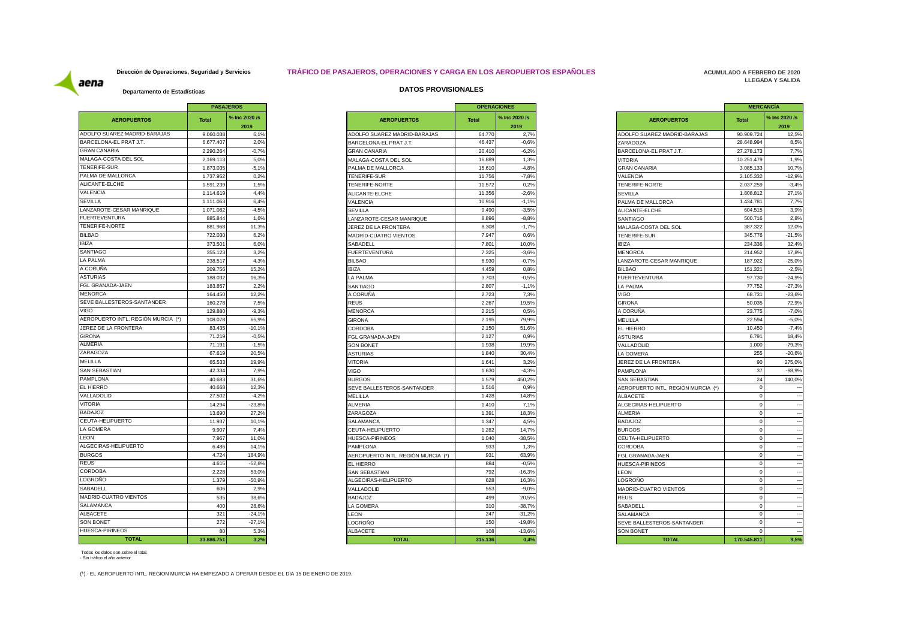Dirección de Operaciones, Seguridad y Servicios

Departamento de Estadísticas

# TRÁFICO DE PASAJEROS, OPERACIONES Y CARGA EN LOS AEROPUERTOS ESPAÑOLES

## DATOS PROVISIONALES

ACUMULADO A FEBRERO DE 2020
LLEGADA Y SALIDA

| AEROPUERTOS | PASAJEROS Total | PASAJEROS % Inc 2020 /s 2019 |
|---|---|---|
| ADOLFO SUAREZ MADRID-BARAJAS | 9.060.038 | 6,1% |
| BARCELONA-EL PRAT J.T. | 6.677.407 | 2,0% |
| GRAN CANARIA | 2.290.264 | -0,7% |
| MALAGA-COSTA DEL SOL | 2.169.113 | 5,0% |
| TENERIFE-SUR | 1.873.035 | -5,1% |
| PALMA DE MALLORCA | 1.737.952 | 0,2% |
| ALICANTE-ELCHE | 1.591.239 | 1,5% |
| VALENCIA | 1.114.619 | 4,4% |
| SEVILLA | 1.111.063 | 6,4% |
| LANZAROTE-CESAR MANRIQUE | 1.071.082 | -4,5% |
| FUERTEVENTURA | 885.844 | 1,6% |
| TENERIFE-NORTE | 881.968 | 11,3% |
| BILBAO | 722.030 | 6,2% |
| IBIZA | 373.501 | 6,0% |
| SANTIAGO | 355.123 | 3,2% |
| LA PALMA | 238.517 | 4,3% |
| A CORUÑA | 209.756 | 15,2% |
| ASTURIAS | 188.032 | 16,3% |
| FGL GRANADA-JAEN | 183.857 | 2,2% |
| MENORCA | 164.450 | 12,2% |
| SEVE BALLESTEROS-SANTANDER | 160.278 | 7,5% |
| VIGO | 129.880 | -9,3% |
| AEROPUERTO INTL. REGIÓN MURCIA (*) | 108.078 | 65,9% |
| JEREZ DE LA FRONTERA | 83.435 | -10,1% |
| GIRONA | 71.219 | -0,5% |
| ALMERIA | 71.191 | -1,5% |
| ZARAGOZA | 67.619 | 20,5% |
| MELILLA | 65.533 | 19,9% |
| SAN SEBASTIAN | 42.334 | 7,9% |
| PAMPLONA | 40.683 | 31,6% |
| EL HIERRO | 40.668 | 12,3% |
| VALLADOLID | 27.502 | -4,2% |
| VITORIA | 14.294 | -23,8% |
| BADAJOZ | 13.690 | 27,2% |
| CEUTA-HELIPUERTO | 11.937 | 10,1% |
| LA GOMERA | 9.907 | 7,4% |
| LEON | 7.967 | 11,0% |
| ALGECIRAS-HELIPUERTO | 6.486 | 14,1% |
| BURGOS | 4.724 | 184,9% |
| REUS | 4.615 | -52,6% |
| CORDOBA | 2.228 | 53,0% |
| LOGROÑO | 1.379 | -50,9% |
| SABADELL | 606 | 2,9% |
| MADRID-CUATRO VIENTOS | 535 | 38,6% |
| SALAMANCA | 400 | 28,6% |
| ALBACETE | 321 | -24,1% |
| SON BONET | 272 | -27,1% |
| HUESCA-PIRINEOS | 80 | 5,3% |
| **TOTAL** | **33.886.751** | **3,2%** |

| AEROPUERTOS | OPERACIONES Total | OPERACIONES % Inc 2020 /s 2019 |
|---|---|---|
| ADOLFO SUAREZ MADRID-BARAJAS | 64.770 | 2,7% |
| BARCELONA-EL PRAT J.T. | 46.437 | -0,6% |
| GRAN CANARIA | 20.410 | -6,2% |
| MALAGA-COSTA DEL SOL | 16.889 | 1,3% |
| PALMA DE MALLORCA | 15.610 | -4,8% |
| TENERIFE-SUR | 11.756 | -7,8% |
| TENERIFE-NORTE | 11.572 | 0,2% |
| ALICANTE-ELCHE | 11.356 | -2,6% |
| VALENCIA | 10.916 | -1,1% |
| SEVILLA | 9.490 | -3,5% |
| LANZAROTE-CESAR MANRIQUE | 8.896 | -8,8% |
| JEREZ DE LA FRONTERA | 8.308 | -1,7% |
| MADRID-CUATRO VIENTOS | 7.947 | 0,6% |
| SABADELL | 7.801 | 10,0% |
| FUERTEVENTURA | 7.325 | -3,6% |
| BILBAO | 6.930 | -0,7% |
| IBIZA | 4.459 | 0,8% |
| LA PALMA | 3.703 | -0,5% |
| SANTIAGO | 2.807 | -1,1% |
| A CORUÑA | 2.723 | 7,3% |
| REUS | 2.267 | 19,5% |
| MENORCA | 2.215 | 0,5% |
| GIRONA | 2.195 | 79,9% |
| CORDOBA | 2.150 | 51,6% |
| FGL GRANADA-JAEN | 2.127 | 0,9% |
| SON BONET | 1.938 | 19,9% |
| ASTURIAS | 1.840 | 30,4% |
| VITORIA | 1.641 | 3,2% |
| VIGO | 1.630 | -4,3% |
| BURGOS | 1.579 | 450,2% |
| SEVE BALLESTEROS-SANTANDER | 1.516 | 0,9% |
| MELILLA | 1.428 | 14,8% |
| ALMERIA | 1.410 | 7,1% |
| ZARAGOZA | 1.391 | 18,3% |
| SALAMANCA | 1.347 | 4,5% |
| CEUTA-HELIPUERTO | 1.282 | 14,7% |
| HUESCA-PIRINEOS | 1.040 | -38,5% |
| PAMPLONA | 933 | 1,3% |
| AEROPUERTO INTL. REGIÓN MURCIA (*) | 931 | 63,9% |
| EL HIERRO | 884 | -0,5% |
| SAN SEBASTIAN | 792 | -16,3% |
| ALGECIRAS-HELIPUERTO | 628 | 16,3% |
| VALLADOLID | 553 | -9,0% |
| BADAJOZ | 499 | 20,5% |
| LA GOMERA | 310 | -38,7% |
| LEON | 247 | -31,2% |
| LOGROÑO | 150 | -19,8% |
| ALBACETE | 108 | -13,6% |
| **TOTAL** | **315.136** | **0,4%** |

| AEROPUERTOS | MERCANCÍA Total | MERCANCÍA % Inc 2020 /s 2019 |
|---|---|---|
| ADOLFO SUAREZ MADRID-BARAJAS | 90.909.724 | 12,5% |
| ZARAGOZA | 28.648.994 | 8,5% |
| BARCELONA-EL PRAT J.T. | 27.278.173 | 7,7% |
| VITORIA | 10.251.479 | 1,9% |
| GRAN CANARIA | 3.085.133 | 10,7% |
| VALENCIA | 2.105.332 | -12,9% |
| TENERIFE-NORTE | 2.037.259 | -3,4% |
| SEVILLA | 1.808.812 | 27,1% |
| PALMA DE MALLORCA | 1.434.781 | 7,7% |
| ALICANTE-ELCHE | 604.515 | 3,9% |
| SANTIAGO | 500.716 | 2,8% |
| MALAGA-COSTA DEL SOL | 387.322 | 12,0% |
| TENERIFE-SUR | 345.776 | -21,5% |
| IBIZA | 234.336 | 32,4% |
| MENORCA | 214.952 | 17,8% |
| LANZAROTE-CESAR MANRIQUE | 187.922 | -25,0% |
| BILBAO | 151.321 | -2,5% |
| FUERTEVENTURA | 97.730 | -24,9% |
| LA PALMA | 77.752 | -27,3% |
| VIGO | 68.731 | -23,6% |
| GIRONA | 50.035 | 72,9% |
| A CORUÑA | 23.775 | -7,0% |
| MELILLA | 22.594 | -5,0% |
| EL HIERRO | 10.450 | -7,4% |
| ASTURIAS | 6.791 | 18,4% |
| VALLADOLID | 1.000 | -79,3% |
| LA GOMERA | 255 | -20,6% |
| JEREZ DE LA FRONTERA | 90 | 275,0% |
| PAMPLONA | 37 | -98,9% |
| SAN SEBASTIAN | 24 | 140,0% |
| AEROPUERTO INTL. REGIÓN MURCIA (*) | 0 | --- |
| ALBACETE | 0 | --- |
| ALGECIRAS-HELIPUERTO | 0 | --- |
| ALMERIA | 0 | --- |
| BADAJOZ | 0 | --- |
| BURGOS | 0 | --- |
| CEUTA-HELIPUERTO | 0 | --- |
| CORDOBA | 0 | --- |
| FGL GRANADA-JAEN | 0 | --- |
| HUESCA-PIRINEOS | 0 | --- |
| LEON | 0 | --- |
| LOGROÑO | 0 | --- |
| MADRID-CUATRO VIENTOS | 0 | --- |
| REUS | 0 | --- |
| SABADELL | 0 | --- |
| SALAMANCA | 0 | --- |
| SEVE BALLESTEROS-SANTANDER | 0 | --- |
| SON BONET | 0 | --- |
| **TOTAL** | **170.545.811** | **9,5%** |

Todos los datos son sobre el total.
- Sin tráfico el año anterior

(*).- EL AEROPUERTO INTL. REGION MURCIA HA EMPEZADO A OPERAR DESDE EL DIA 15 DE ENERO DE 2019.